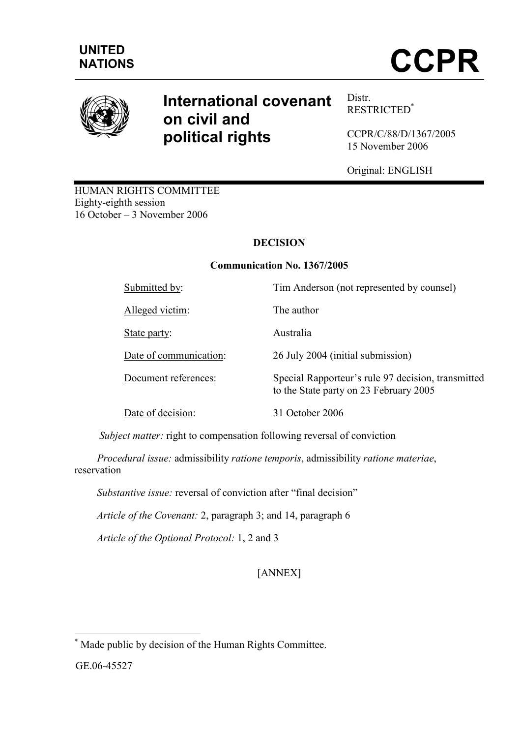**UNITED NATIONS**

# CCPR

## International covenant on civil and political rights

Distr.
RESTRICTED[*]

CCPR/C/88/D/1367/2005
15 November 2006

Original: ENGLISH

HUMAN RIGHTS COMMITTEE
Eighty-eighth session
16 October – 3 November 2006

**DECISION**

**Communication No. 1367/2005**

| | |
|---|---|
| Submitted by: | Tim Anderson (not represented by counsel) |
| Alleged victim: | The author |
| State party: | Australia |
| Date of communication: | 26 July 2004 (initial submission) |
| Document references: | Special Rapporteur's rule 97 decision, transmitted to the State party on 23 February 2005 |
| Date of decision: | 31 October 2006 |

*Subject matter:* right to compensation following reversal of conviction

*Procedural issue:* admissibility *ratione temporis*, admissibility *ratione materiae*, reservation

*Substantive issue:* reversal of conviction after "final decision"

*Article of the Covenant:* 2, paragraph 3; and 14, paragraph 6

*Article of the Optional Protocol:* 1, 2 and 3

[ANNEX]

---

[*] Made public by decision of the Human Rights Committee.

GE.06-45527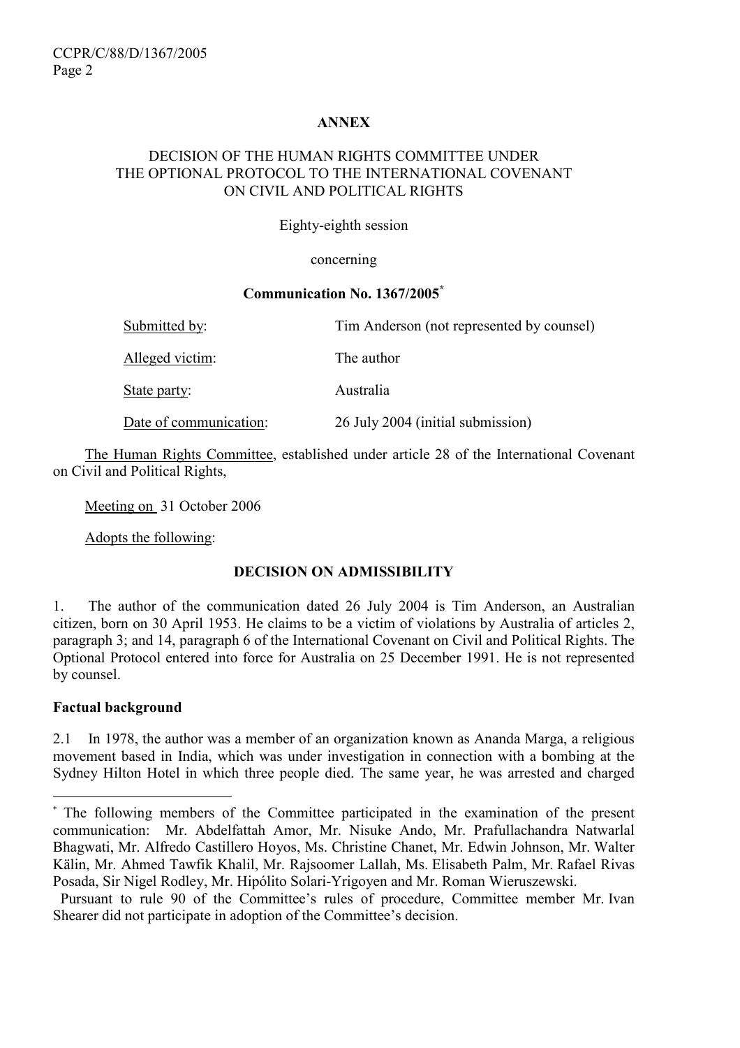**ANNEX**

DECISION OF THE HUMAN RIGHTS COMMITTEE UNDER THE OPTIONAL PROTOCOL TO THE INTERNATIONAL COVENANT ON CIVIL AND POLITICAL RIGHTS

Eighty-eighth session

concerning

**Communication No. 1367/2005***

| | |
|---|---|
| Submitted by: | Tim Anderson (not represented by counsel) |
| Alleged victim: | The author |
| State party: | Australia |
| Date of communication: | 26 July 2004 (initial submission) |

The Human Rights Committee, established under article 28 of the International Covenant on Civil and Political Rights,

Meeting on 31 October 2006

Adopts the following:

**DECISION ON ADMISSIBILITY**

1. The author of the communication dated 26 July 2004 is Tim Anderson, an Australian citizen, born on 30 April 1953. He claims to be a victim of violations by Australia of articles 2, paragraph 3; and 14, paragraph 6 of the International Covenant on Civil and Political Rights. The Optional Protocol entered into force for Australia on 25 December 1991. He is not represented by counsel.

**Factual background**

2.1 In 1978, the author was a member of an organization known as Ananda Marga, a religious movement based in India, which was under investigation in connection with a bombing at the Sydney Hilton Hotel in which three people died. The same year, he was arrested and charged

---

* The following members of the Committee participated in the examination of the present communication: Mr. Abdelfattah Amor, Mr. Nisuke Ando, Mr. Prafullachandra Natwarlal Bhagwati, Mr. Alfredo Castillero Hoyos, Ms. Christine Chanet, Mr. Edwin Johnson, Mr. Walter Kälin, Mr. Ahmed Tawfik Khalil, Mr. Rajsoomer Lallah, Ms. Elisabeth Palm, Mr. Rafael Rivas Posada, Sir Nigel Rodley, Mr. Hipólito Solari-Yrigoyen and Mr. Roman Wieruszewski.

Pursuant to rule 90 of the Committee's rules of procedure, Committee member Mr. Ivan Shearer did not participate in adoption of the Committee's decision.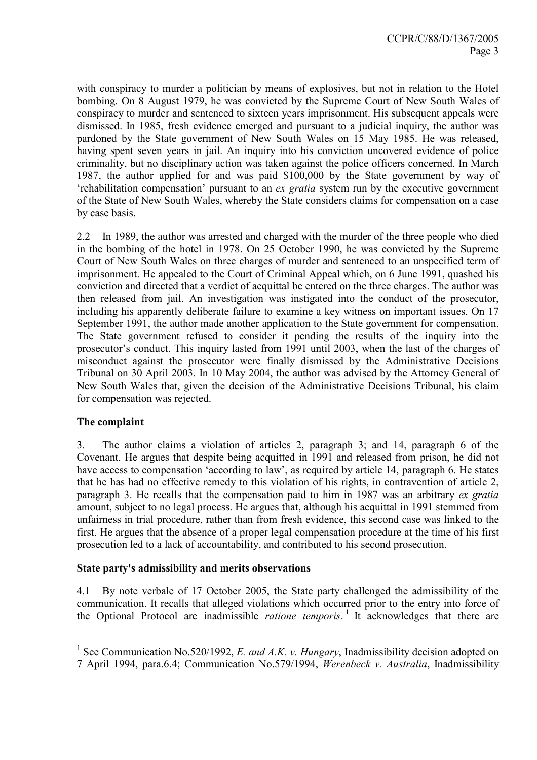with conspiracy to murder a politician by means of explosives, but not in relation to the Hotel bombing. On 8 August 1979, he was convicted by the Supreme Court of New South Wales of conspiracy to murder and sentenced to sixteen years imprisonment. His subsequent appeals were dismissed. In 1985, fresh evidence emerged and pursuant to a judicial inquiry, the author was pardoned by the State government of New South Wales on 15 May 1985. He was released, having spent seven years in jail. An inquiry into his conviction uncovered evidence of police criminality, but no disciplinary action was taken against the police officers concerned. In March 1987, the author applied for and was paid \$100,000 by the State government by way of 'rehabilitation compensation' pursuant to an *ex gratia* system run by the executive government of the State of New South Wales, whereby the State considers claims for compensation on a case by case basis.

2.2 In 1989, the author was arrested and charged with the murder of the three people who died in the bombing of the hotel in 1978. On 25 October 1990, he was convicted by the Supreme Court of New South Wales on three charges of murder and sentenced to an unspecified term of imprisonment. He appealed to the Court of Criminal Appeal which, on 6 June 1991, quashed his conviction and directed that a verdict of acquittal be entered on the three charges. The author was then released from jail. An investigation was instigated into the conduct of the prosecutor, including his apparently deliberate failure to examine a key witness on important issues. On 17 September 1991, the author made another application to the State government for compensation. The State government refused to consider it pending the results of the inquiry into the prosecutor's conduct. This inquiry lasted from 1991 until 2003, when the last of the charges of misconduct against the prosecutor were finally dismissed by the Administrative Decisions Tribunal on 30 April 2003. In 10 May 2004, the author was advised by the Attorney General of New South Wales that, given the decision of the Administrative Decisions Tribunal, his claim for compensation was rejected.

**The complaint**

3. The author claims a violation of articles 2, paragraph 3; and 14, paragraph 6 of the Covenant. He argues that despite being acquitted in 1991 and released from prison, he did not have access to compensation 'according to law', as required by article 14, paragraph 6. He states that he has had no effective remedy to this violation of his rights, in contravention of article 2, paragraph 3. He recalls that the compensation paid to him in 1987 was an arbitrary *ex gratia* amount, subject to no legal process. He argues that, although his acquittal in 1991 stemmed from unfairness in trial procedure, rather than from fresh evidence, this second case was linked to the first. He argues that the absence of a proper legal compensation procedure at the time of his first prosecution led to a lack of accountability, and contributed to his second prosecution.

**State party's admissibility and merits observations**

4.1 By note verbale of 17 October 2005, the State party challenged the admissibility of the communication. It recalls that alleged violations which occurred prior to the entry into force of the Optional Protocol are inadmissible *ratione temporis*.[1] It acknowledges that there are

---

[1] See Communication No.520/1992, *E. and A.K. v. Hungary*, Inadmissibility decision adopted on 7 April 1994, para.6.4; Communication No.579/1994, *Werenbeck v. Australia*, Inadmissibility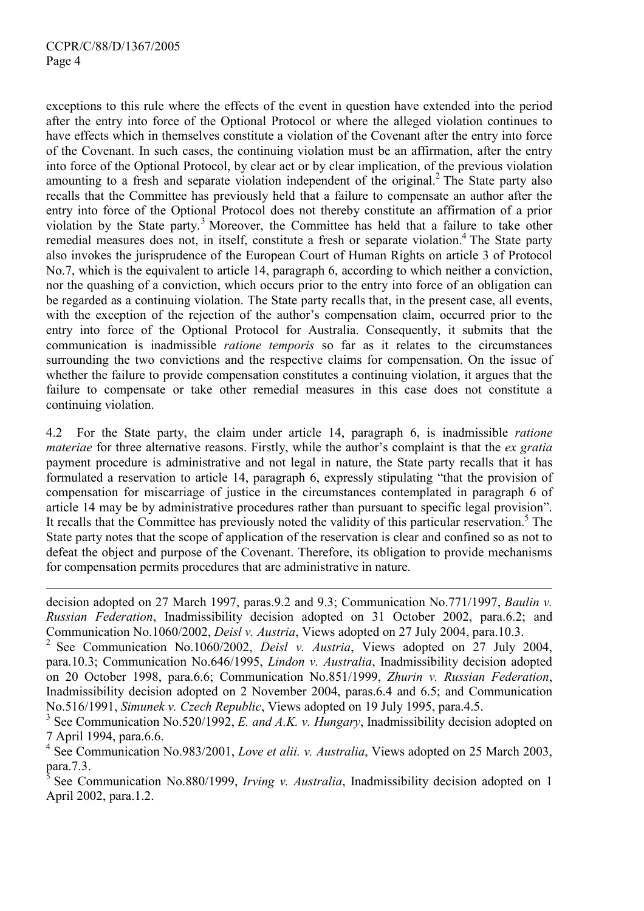exceptions to this rule where the effects of the event in question have extended into the period after the entry into force of the Optional Protocol or where the alleged violation continues to have effects which in themselves constitute a violation of the Covenant after the entry into force of the Covenant. In such cases, the continuing violation must be an affirmation, after the entry into force of the Optional Protocol, by clear act or by clear implication, of the previous violation amounting to a fresh and separate violation independent of the original.[2] The State party also recalls that the Committee has previously held that a failure to compensate an author after the entry into force of the Optional Protocol does not thereby constitute an affirmation of a prior violation by the State party.[3] Moreover, the Committee has held that a failure to take other remedial measures does not, in itself, constitute a fresh or separate violation.[4] The State party also invokes the jurisprudence of the European Court of Human Rights on article 3 of Protocol No.7, which is the equivalent to article 14, paragraph 6, according to which neither a conviction, nor the quashing of a conviction, which occurs prior to the entry into force of an obligation can be regarded as a continuing violation. The State party recalls that, in the present case, all events, with the exception of the rejection of the author's compensation claim, occurred prior to the entry into force of the Optional Protocol for Australia. Consequently, it submits that the communication is inadmissible *ratione temporis* so far as it relates to the circumstances surrounding the two convictions and the respective claims for compensation. On the issue of whether the failure to provide compensation constitutes a continuing violation, it argues that the failure to compensate or take other remedial measures in this case does not constitute a continuing violation.

4.2 For the State party, the claim under article 14, paragraph 6, is inadmissible *ratione materiae* for three alternative reasons. Firstly, while the author's complaint is that the *ex gratia* payment procedure is administrative and not legal in nature, the State party recalls that it has formulated a reservation to article 14, paragraph 6, expressly stipulating "that the provision of compensation for miscarriage of justice in the circumstances contemplated in paragraph 6 of article 14 may be by administrative procedures rather than pursuant to specific legal provision". It recalls that the Committee has previously noted the validity of this particular reservation.[5] The State party notes that the scope of application of the reservation is clear and confined so as not to defeat the object and purpose of the Covenant. Therefore, its obligation to provide mechanisms for compensation permits procedures that are administrative in nature.

---

decision adopted on 27 March 1997, paras.9.2 and 9.3; Communication No.771/1997, *Baulin v. Russian Federation*, Inadmissibility decision adopted on 31 October 2002, para.6.2; and Communication No.1060/2002, *Deisl v. Austria*, Views adopted on 27 July 2004, para.10.3.

[2] See Communication No.1060/2002, *Deisl v. Austria*, Views adopted on 27 July 2004, para.10.3; Communication No.646/1995, *Lindon v. Australia*, Inadmissibility decision adopted on 20 October 1998, para.6.6; Communication No.851/1999, *Zhurin v. Russian Federation*, Inadmissibility decision adopted on 2 November 2004, paras.6.4 and 6.5; and Communication No.516/1991, *Simunek v. Czech Republic*, Views adopted on 19 July 1995, para.4.5.

[3] See Communication No.520/1992, *E. and A.K. v. Hungary*, Inadmissibility decision adopted on 7 April 1994, para.6.6.

[4] See Communication No.983/2001, *Love et alii. v. Australia*, Views adopted on 25 March 2003, para.7.3.

[5] See Communication No.880/1999, *Irving v. Australia*, Inadmissibility decision adopted on 1 April 2002, para.1.2.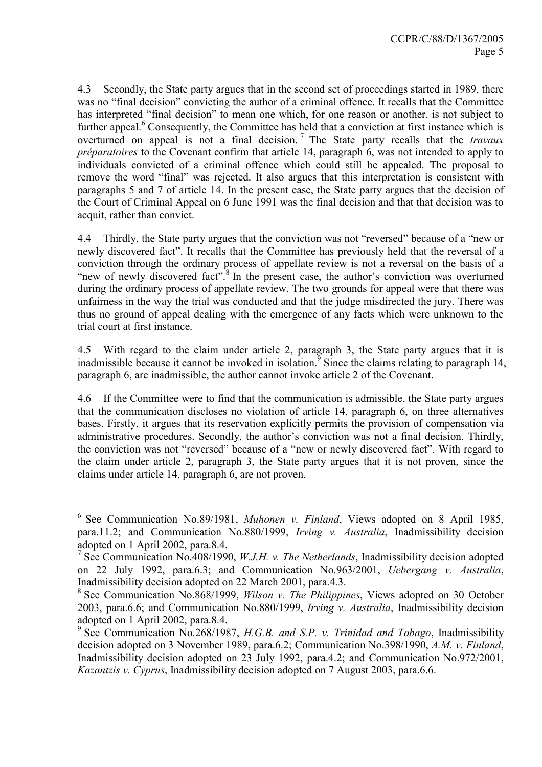4.3 Secondly, the State party argues that in the second set of proceedings started in 1989, there was no "final decision" convicting the author of a criminal offence. It recalls that the Committee has interpreted "final decision" to mean one which, for one reason or another, is not subject to further appeal.[6] Consequently, the Committee has held that a conviction at first instance which is overturned on appeal is not a final decision.[7] The State party recalls that the *travaux préparatoires* to the Covenant confirm that article 14, paragraph 6, was not intended to apply to individuals convicted of a criminal offence which could still be appealed. The proposal to remove the word "final" was rejected. It also argues that this interpretation is consistent with paragraphs 5 and 7 of article 14. In the present case, the State party argues that the decision of the Court of Criminal Appeal on 6 June 1991 was the final decision and that that decision was to acquit, rather than convict.

4.4 Thirdly, the State party argues that the conviction was not "reversed" because of a "new or newly discovered fact". It recalls that the Committee has previously held that the reversal of a conviction through the ordinary process of appellate review is not a reversal on the basis of a "new of newly discovered fact".[8] In the present case, the author's conviction was overturned during the ordinary process of appellate review. The two grounds for appeal were that there was unfairness in the way the trial was conducted and that the judge misdirected the jury. There was thus no ground of appeal dealing with the emergence of any facts which were unknown to the trial court at first instance.

4.5 With regard to the claim under article 2, paragraph 3, the State party argues that it is inadmissible because it cannot be invoked in isolation.[9] Since the claims relating to paragraph 14, paragraph 6, are inadmissible, the author cannot invoke article 2 of the Covenant.

4.6 If the Committee were to find that the communication is admissible, the State party argues that the communication discloses no violation of article 14, paragraph 6, on three alternatives bases. Firstly, it argues that its reservation explicitly permits the provision of compensation via administrative procedures. Secondly, the author's conviction was not a final decision. Thirdly, the conviction was not "reversed" because of a "new or newly discovered fact". With regard to the claim under article 2, paragraph 3, the State party argues that it is not proven, since the claims under article 14, paragraph 6, are not proven.

---

[6] See Communication No.89/1981, *Muhonen v. Finland*, Views adopted on 8 April 1985, para.11.2; and Communication No.880/1999, *Irving v. Australia*, Inadmissibility decision adopted on 1 April 2002, para.8.4.

[7] See Communication No.408/1990, *W.J.H. v. The Netherlands*, Inadmissibility decision adopted on 22 July 1992, para.6.3; and Communication No.963/2001, *Uebergang v. Australia*, Inadmissibility decision adopted on 22 March 2001, para.4.3.

[8] See Communication No.868/1999, *Wilson v. The Philippines*, Views adopted on 30 October 2003, para.6.6; and Communication No.880/1999, *Irving v. Australia*, Inadmissibility decision adopted on 1 April 2002, para.8.4.

[9] See Communication No.268/1987, *H.G.B. and S.P. v. Trinidad and Tobago*, Inadmissibility decision adopted on 3 November 1989, para.6.2; Communication No.398/1990, *A.M. v. Finland*, Inadmissibility decision adopted on 23 July 1992, para.4.2; and Communication No.972/2001, *Kazantzis v. Cyprus*, Inadmissibility decision adopted on 7 August 2003, para.6.6.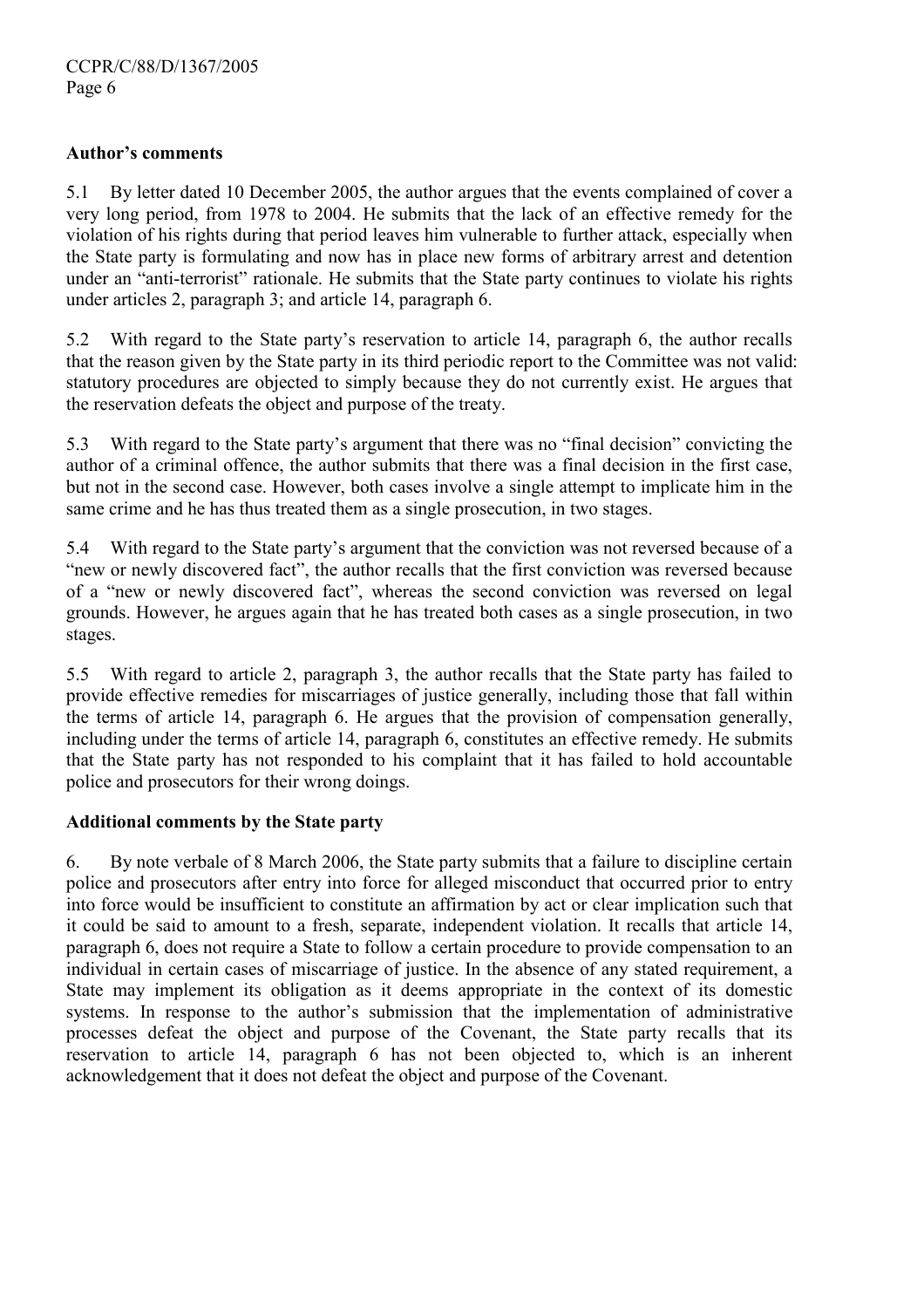**Author's comments**

5.1 By letter dated 10 December 2005, the author argues that the events complained of cover a very long period, from 1978 to 2004. He submits that the lack of an effective remedy for the violation of his rights during that period leaves him vulnerable to further attack, especially when the State party is formulating and now has in place new forms of arbitrary arrest and detention under an "anti-terrorist" rationale. He submits that the State party continues to violate his rights under articles 2, paragraph 3; and article 14, paragraph 6.

5.2 With regard to the State party's reservation to article 14, paragraph 6, the author recalls that the reason given by the State party in its third periodic report to the Committee was not valid: statutory procedures are objected to simply because they do not currently exist. He argues that the reservation defeats the object and purpose of the treaty.

5.3 With regard to the State party's argument that there was no "final decision" convicting the author of a criminal offence, the author submits that there was a final decision in the first case, but not in the second case. However, both cases involve a single attempt to implicate him in the same crime and he has thus treated them as a single prosecution, in two stages.

5.4 With regard to the State party's argument that the conviction was not reversed because of a "new or newly discovered fact", the author recalls that the first conviction was reversed because of a "new or newly discovered fact", whereas the second conviction was reversed on legal grounds. However, he argues again that he has treated both cases as a single prosecution, in two stages.

5.5 With regard to article 2, paragraph 3, the author recalls that the State party has failed to provide effective remedies for miscarriages of justice generally, including those that fall within the terms of article 14, paragraph 6. He argues that the provision of compensation generally, including under the terms of article 14, paragraph 6, constitutes an effective remedy. He submits that the State party has not responded to his complaint that it has failed to hold accountable police and prosecutors for their wrong doings.

**Additional comments by the State party**

6. By note verbale of 8 March 2006, the State party submits that a failure to discipline certain police and prosecutors after entry into force for alleged misconduct that occurred prior to entry into force would be insufficient to constitute an affirmation by act or clear implication such that it could be said to amount to a fresh, separate, independent violation. It recalls that article 14, paragraph 6, does not require a State to follow a certain procedure to provide compensation to an individual in certain cases of miscarriage of justice. In the absence of any stated requirement, a State may implement its obligation as it deems appropriate in the context of its domestic systems. In response to the author's submission that the implementation of administrative processes defeat the object and purpose of the Covenant, the State party recalls that its reservation to article 14, paragraph 6 has not been objected to, which is an inherent acknowledgement that it does not defeat the object and purpose of the Covenant.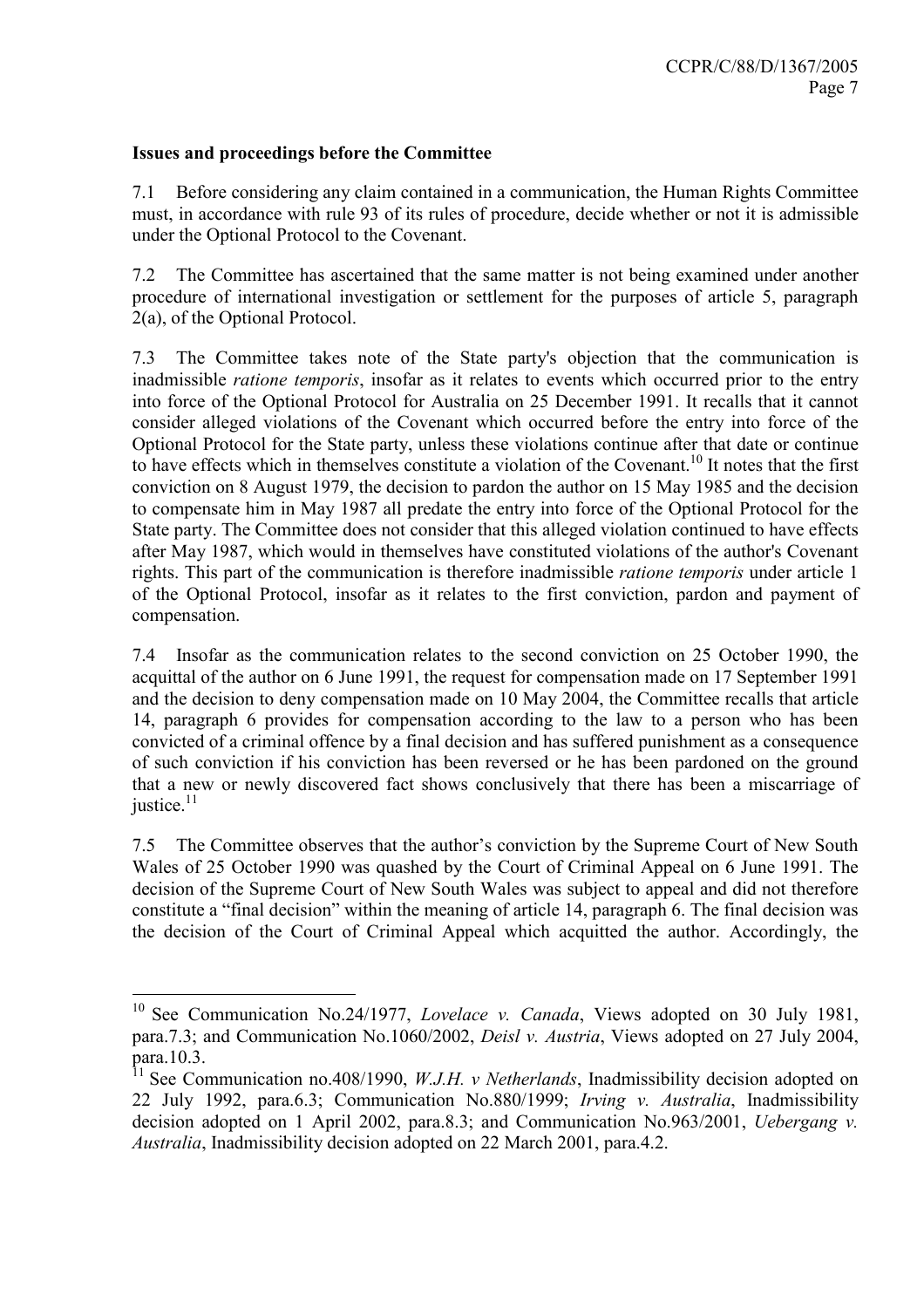**Issues and proceedings before the Committee**

7.1 Before considering any claim contained in a communication, the Human Rights Committee must, in accordance with rule 93 of its rules of procedure, decide whether or not it is admissible under the Optional Protocol to the Covenant.

7.2 The Committee has ascertained that the same matter is not being examined under another procedure of international investigation or settlement for the purposes of article 5, paragraph 2(a), of the Optional Protocol.

7.3 The Committee takes note of the State party's objection that the communication is inadmissible *ratione temporis*, insofar as it relates to events which occurred prior to the entry into force of the Optional Protocol for Australia on 25 December 1991. It recalls that it cannot consider alleged violations of the Covenant which occurred before the entry into force of the Optional Protocol for the State party, unless these violations continue after that date or continue to have effects which in themselves constitute a violation of the Covenant.[10] It notes that the first conviction on 8 August 1979, the decision to pardon the author on 15 May 1985 and the decision to compensate him in May 1987 all predate the entry into force of the Optional Protocol for the State party. The Committee does not consider that this alleged violation continued to have effects after May 1987, which would in themselves have constituted violations of the author's Covenant rights. This part of the communication is therefore inadmissible *ratione temporis* under article 1 of the Optional Protocol, insofar as it relates to the first conviction, pardon and payment of compensation.

7.4 Insofar as the communication relates to the second conviction on 25 October 1990, the acquittal of the author on 6 June 1991, the request for compensation made on 17 September 1991 and the decision to deny compensation made on 10 May 2004, the Committee recalls that article 14, paragraph 6 provides for compensation according to the law to a person who has been convicted of a criminal offence by a final decision and has suffered punishment as a consequence of such conviction if his conviction has been reversed or he has been pardoned on the ground that a new or newly discovered fact shows conclusively that there has been a miscarriage of justice.[11]

7.5 The Committee observes that the author's conviction by the Supreme Court of New South Wales of 25 October 1990 was quashed by the Court of Criminal Appeal on 6 June 1991. The decision of the Supreme Court of New South Wales was subject to appeal and did not therefore constitute a "final decision" within the meaning of article 14, paragraph 6. The final decision was the decision of the Court of Criminal Appeal which acquitted the author. Accordingly, the

---

[10] See Communication No.24/1977, *Lovelace v. Canada*, Views adopted on 30 July 1981, para.7.3; and Communication No.1060/2002, *Deisl v. Austria*, Views adopted on 27 July 2004, para.10.3.

[11] See Communication no.408/1990, *W.J.H. v Netherlands*, Inadmissibility decision adopted on 22 July 1992, para.6.3; Communication No.880/1999; *Irving v. Australia*, Inadmissibility decision adopted on 1 April 2002, para.8.3; and Communication No.963/2001, *Uebergang v. Australia*, Inadmissibility decision adopted on 22 March 2001, para.4.2.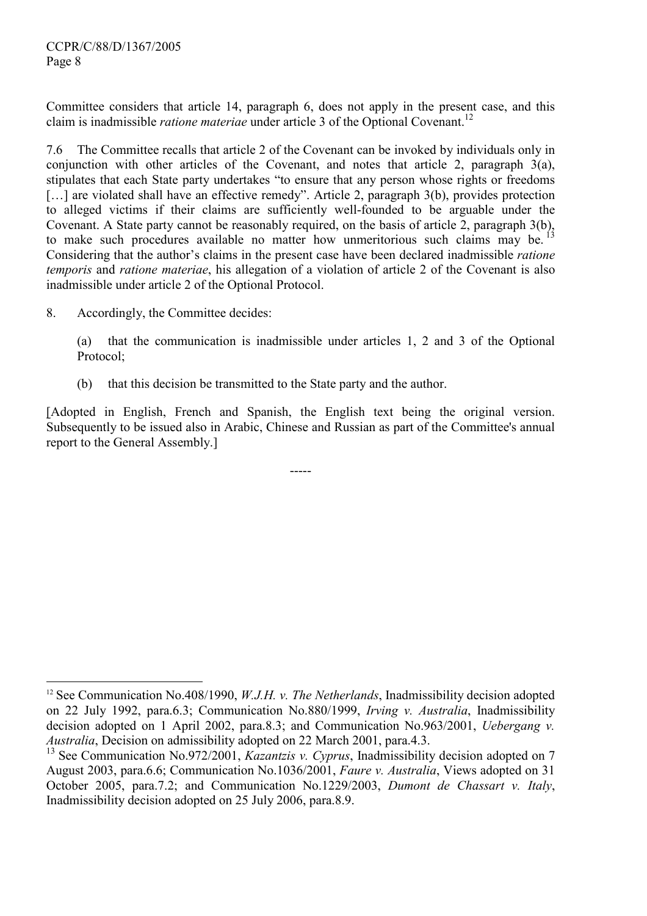Committee considers that article 14, paragraph 6, does not apply in the present case, and this claim is inadmissible *ratione materiae* under article 3 of the Optional Covenant.[12]

7.6 The Committee recalls that article 2 of the Covenant can be invoked by individuals only in conjunction with other articles of the Covenant, and notes that article 2, paragraph 3(a), stipulates that each State party undertakes "to ensure that any person whose rights or freedoms […] are violated shall have an effective remedy". Article 2, paragraph 3(b), provides protection to alleged victims if their claims are sufficiently well-founded to be arguable under the Covenant. A State party cannot be reasonably required, on the basis of article 2, paragraph 3(b), to make such procedures available no matter how unmeritorious such claims may be.[13] Considering that the author's claims in the present case have been declared inadmissible *ratione temporis* and *ratione materiae*, his allegation of a violation of article 2 of the Covenant is also inadmissible under article 2 of the Optional Protocol.

8. Accordingly, the Committee decides:

(a) that the communication is inadmissible under articles 1, 2 and 3 of the Optional Protocol;

(b) that this decision be transmitted to the State party and the author.

[Adopted in English, French and Spanish, the English text being the original version. Subsequently to be issued also in Arabic, Chinese and Russian as part of the Committee's annual report to the General Assembly.]

-----

[12] See Communication No.408/1990, *W.J.H. v. The Netherlands*, Inadmissibility decision adopted on 22 July 1992, para.6.3; Communication No.880/1999, *Irving v. Australia*, Inadmissibility decision adopted on 1 April 2002, para.8.3; and Communication No.963/2001, *Uebergang v. Australia*, Decision on admissibility adopted on 22 March 2001, para.4.3.

[13] See Communication No.972/2001, *Kazantzis v. Cyprus*, Inadmissibility decision adopted on 7 August 2003, para.6.6; Communication No.1036/2001, *Faure v. Australia*, Views adopted on 31 October 2005, para.7.2; and Communication No.1229/2003, *Dumont de Chassart v. Italy*, Inadmissibility decision adopted on 25 July 2006, para.8.9.